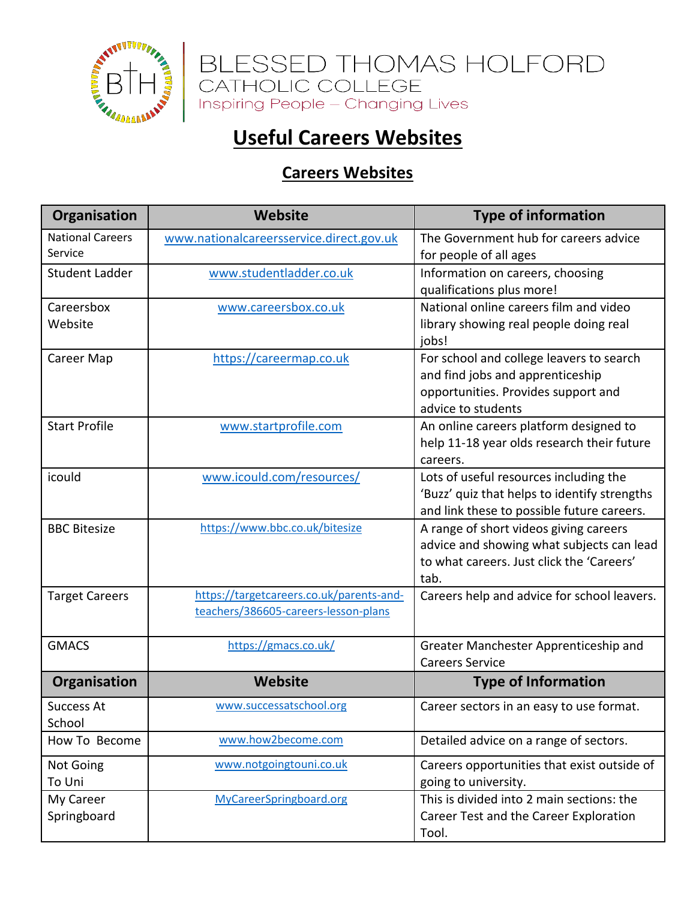BLESSED THOMAS HOLFORD
CATHOLIC COLLEGE
Inspiring People – Changing Lives

# Useful Careers Websites

## Careers Websites

| Organisation | Website | Type of information |
|---|---|---|
| National Careers Service | www.nationalcareersservice.direct.gov.uk | The Government hub for careers advice for people of all ages |
| Student Ladder | www.studentladder.co.uk | Information on careers, choosing qualifications plus more! |
| Careersbox Website | www.careersbox.co.uk | National online careers film and video library showing real people doing real jobs! |
| Career Map | https://careermap.co.uk | For school and college leavers to search and find jobs and apprenticeship opportunities. Provides support and advice to students |
| Start Profile | www.startprofile.com | An online careers platform designed to help 11-18 year olds research their future careers. |
| icould | www.icould.com/resources/ | Lots of useful resources including the 'Buzz' quiz that helps to identify strengths and link these to possible future careers. |
| BBC Bitesize | https://www.bbc.co.uk/bitesize | A range of short videos giving careers advice and showing what subjects can lead to what careers. Just click the 'Careers' tab. |
| Target Careers | https://targetcareers.co.uk/parents-and-teachers/386605-careers-lesson-plans | Careers help and advice for school leavers. |
| GMACS | https://gmacs.co.uk/ | Greater Manchester Apprenticeship and Careers Service |
| **Organisation** | **Website** | **Type of Information** |
| Success At School | www.successatschool.org | Career sectors in an easy to use format. |
| How To Become | www.how2become.com | Detailed advice on a range of sectors. |
| Not Going To Uni | www.notgoingtouni.co.uk | Careers opportunities that exist outside of going to university. |
| My Career Springboard | MyCareerSpringboard.org | This is divided into 2 main sections: the Career Test and the Career Exploration Tool. |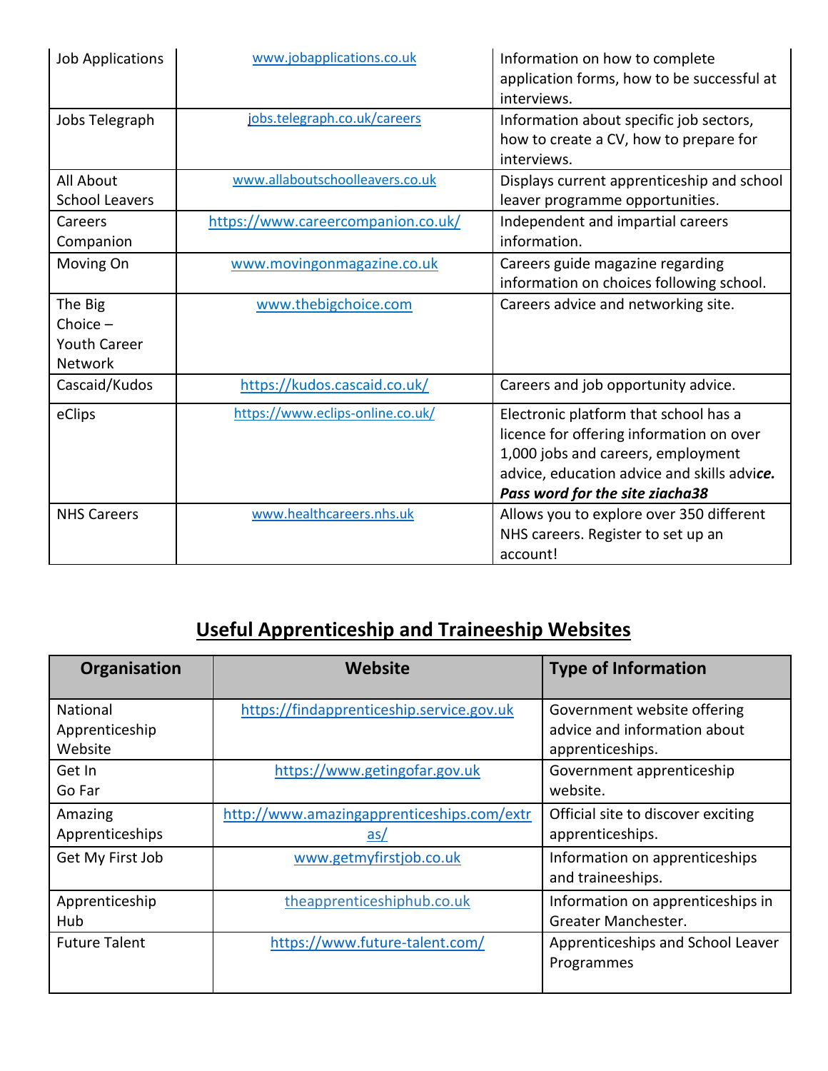| Job Applications | www.jobapplications.co.uk | Information on how to complete application forms, how to be successful at interviews. |
|---|---|---|
| Jobs Telegraph | jobs.telegraph.co.uk/careers | Information about specific job sectors, how to create a CV, how to prepare for interviews. |
| All About School Leavers | www.allaboutschoolleavers.co.uk | Displays current apprenticeship and school leaver programme opportunities. |
| Careers Companion | https://www.careercompanion.co.uk/ | Independent and impartial careers information. |
| Moving On | www.movingonmagazine.co.uk | Careers guide magazine regarding information on choices following school. |
| The Big Choice – Youth Career Network | www.thebigchoice.com | Careers advice and networking site. |
| Cascaid/Kudos | https://kudos.cascaid.co.uk/ | Careers and job opportunity advice. |
| eClips | https://www.eclips-online.co.uk/ | Electronic platform that school has a licence for offering information on over 1,000 jobs and careers, employment advice, education advice and skills advi***ce. Pass word for the site ziacha38*** |
| NHS Careers | www.healthcareers.nhs.uk | Allows you to explore over 350 different NHS careers. Register to set up an account! |

## Useful Apprenticeship and Traineeship Websites

| Organisation | Website | Type of Information |
|---|---|---|
| National Apprenticeship Website | https://findapprenticeship.service.gov.uk | Government website offering advice and information about apprenticeships. |
| Get In Go Far | https://www.getingofar.gov.uk | Government apprenticeship website. |
| Amazing Apprenticeships | http://www.amazingapprenticeships.com/extras/ | Official site to discover exciting apprenticeships. |
| Get My First Job | www.getmyfirstjob.co.uk | Information on apprenticeships and traineeships. |
| Apprenticeship Hub | theapprenticeshiphub.co.uk | Information on apprenticeships in Greater Manchester. |
| Future Talent | https://www.future-talent.com/ | Apprenticeships and School Leaver Programmes |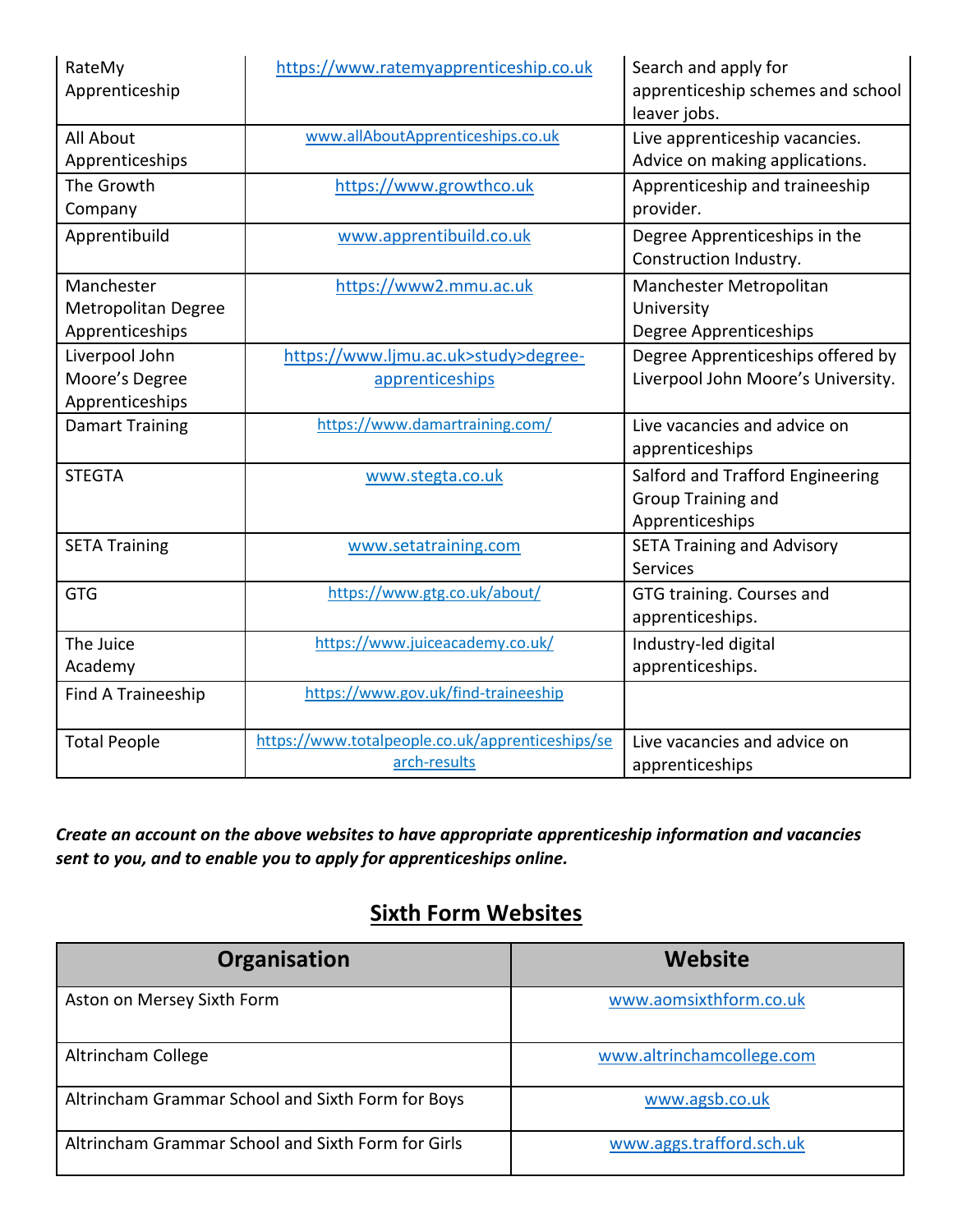| | | |
|---|---|---|
| RateMy Apprenticeship | https://www.ratemyapprenticeship.co.uk | Search and apply for apprenticeship schemes and school leaver jobs. |
| All About Apprenticeships | www.allAboutApprenticeships.co.uk | Live apprenticeship vacancies. Advice on making applications. |
| The Growth Company | https://www.growthco.uk | Apprenticeship and traineeship provider. |
| Apprentibuild | www.apprentibuild.co.uk | Degree Apprenticeships in the Construction Industry. |
| Manchester Metropolitan Degree Apprenticeships | https://www2.mmu.ac.uk | Manchester Metropolitan University Degree Apprenticeships |
| Liverpool John Moore's Degree Apprenticeships | https://www.ljmu.ac.uk>study>degree-apprenticeships | Degree Apprenticeships offered by Liverpool John Moore's University. |
| Damart Training | https://www.damartraining.com/ | Live vacancies and advice on apprenticeships |
| STEGTA | www.stegta.co.uk | Salford and Trafford Engineering Group Training and Apprenticeships |
| SETA Training | www.setatraining.com | SETA Training and Advisory Services |
| GTG | https://www.gtg.co.uk/about/ | GTG training. Courses and apprenticeships. |
| The Juice Academy | https://www.juiceacademy.co.uk/ | Industry-led digital apprenticeships. |
| Find A Traineeship | https://www.gov.uk/find-traineeship | |
| Total People | https://www.totalpeople.co.uk/apprenticeships/search-results | Live vacancies and advice on apprenticeships |

***Create an account on the above websites to have appropriate apprenticeship information and vacancies sent to you, and to enable you to apply for apprenticeships online.***

## Sixth Form Websites

| Organisation | Website |
|---|---|
| Aston on Mersey Sixth Form | www.aomsixthform.co.uk |
| Altrincham College | www.altrinchamcollege.com |
| Altrincham Grammar School and Sixth Form for Boys | www.agsb.co.uk |
| Altrincham Grammar School and Sixth Form for Girls | www.aggs.trafford.sch.uk |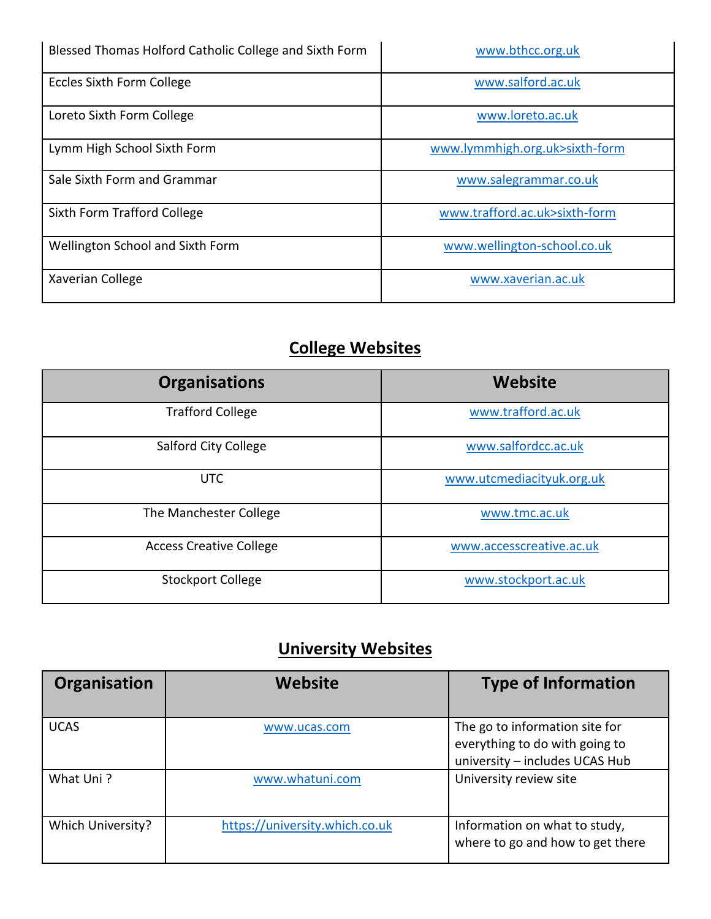| | |
|---|---|
| Blessed Thomas Holford Catholic College and Sixth Form | www.bthcc.org.uk |
| Eccles Sixth Form College | www.salford.ac.uk |
| Loreto Sixth Form College | www.loreto.ac.uk |
| Lymm High School Sixth Form | www.lymmhigh.org.uk>sixth-form |
| Sale Sixth Form and Grammar | www.salegrammar.co.uk |
| Sixth Form Trafford College | www.trafford.ac.uk>sixth-form |
| Wellington School and Sixth Form | www.wellington-school.co.uk |
| Xaverian College | www.xaverian.ac.uk |

## College Websites

| Organisations | Website |
|---|---|
| Trafford College | www.trafford.ac.uk |
| Salford City College | www.salfordcc.ac.uk |
| UTC | www.utcmediacityuk.org.uk |
| The Manchester College | www.tmc.ac.uk |
| Access Creative College | www.accesscreative.ac.uk |
| Stockport College | www.stockport.ac.uk |

## University Websites

| Organisation | Website | Type of Information |
|---|---|---|
| UCAS | www.ucas.com | The go to information site for everything to do with going to university – includes UCAS Hub |
| What Uni ? | www.whatuni.com | University review site |
| Which University? | https://university.which.co.uk | Information on what to study, where to go and how to get there |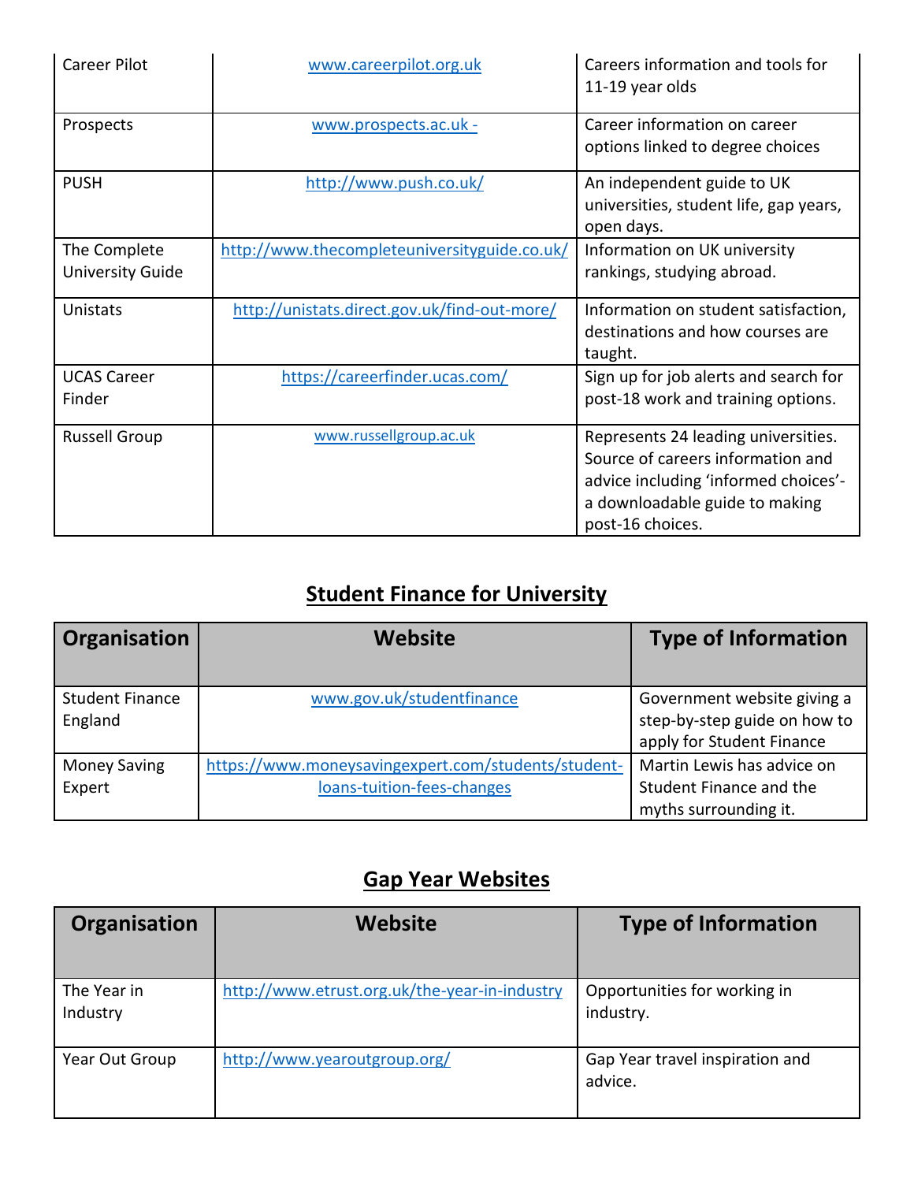| | | |
|---|---|---|
| Career Pilot | www.careerpilot.org.uk | Careers information and tools for 11-19 year olds |
| Prospects | www.prospects.ac.uk - | Career information on career options linked to degree choices |
| PUSH | http://www.push.co.uk/ | An independent guide to UK universities, student life, gap years, open days. |
| The Complete University Guide | http://www.thecompleteuniversityguide.co.uk/ | Information on UK university rankings, studying abroad. |
| Unistats | http://unistats.direct.gov.uk/find-out-more/ | Information on student satisfaction, destinations and how courses are taught. |
| UCAS Career Finder | https://careerfinder.ucas.com/ | Sign up for job alerts and search for post-18 work and training options. |
| Russell Group | www.russellgroup.ac.uk | Represents 24 leading universities. Source of careers information and advice including 'informed choices'- a downloadable guide to making post-16 choices. |

## Student Finance for University

| Organisation | Website | Type of Information |
|---|---|---|
| Student Finance England | www.gov.uk/studentfinance | Government website giving a step-by-step guide on how to apply for Student Finance |
| Money Saving Expert | https://www.moneysavingexpert.com/students/student-loans-tuition-fees-changes | Martin Lewis has advice on Student Finance and the myths surrounding it. |

## Gap Year Websites

| Organisation | Website | Type of Information |
|---|---|---|
| The Year in Industry | http://www.etrust.org.uk/the-year-in-industry | Opportunities for working in industry. |
| Year Out Group | http://www.yearoutgroup.org/ | Gap Year travel inspiration and advice. |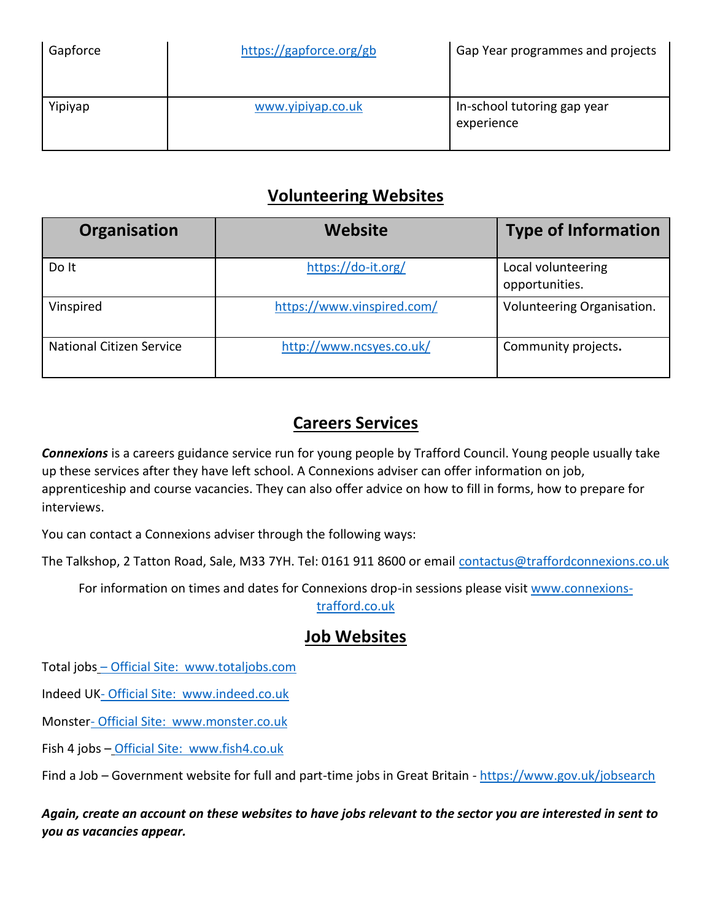| | | |
|---|---|---|
| Gapforce | https://gapforce.org/gb | Gap Year programmes and projects |
| Yipiyap | www.yipiyap.co.uk | In-school tutoring gap year experience |

## Volunteering Websites

| Organisation | Website | Type of Information |
|---|---|---|
| Do It | https://do-it.org/ | Local volunteering opportunities. |
| Vinspired | https://www.vinspired.com/ | Volunteering Organisation. |
| National Citizen Service | http://www.ncsyes.co.uk/ | Community projects. |

## Careers Services

***Connexions*** is a careers guidance service run for young people by Trafford Council. Young people usually take up these services after they have left school. A Connexions adviser can offer information on job, apprenticeship and course vacancies. They can also offer advice on how to fill in forms, how to prepare for interviews.

You can contact a Connexions adviser through the following ways:

The Talkshop, 2 Tatton Road, Sale, M33 7YH. Tel: 0161 911 8600 or email contactus@traffordconnexions.co.uk

For information on times and dates for Connexions drop-in sessions please visit www.connexions-trafford.co.uk

## Job Websites

Total jobs – Official Site:  www.totaljobs.com

Indeed UK- Official Site:  www.indeed.co.uk

Monster- Official Site:  www.monster.co.uk

Fish 4 jobs – Official Site:  www.fish4.co.uk

Find a Job – Government website for full and part-time jobs in Great Britain - https://www.gov.uk/jobsearch

***Again, create an account on these websites to have jobs relevant to the sector you are interested in sent to you as vacancies appear.***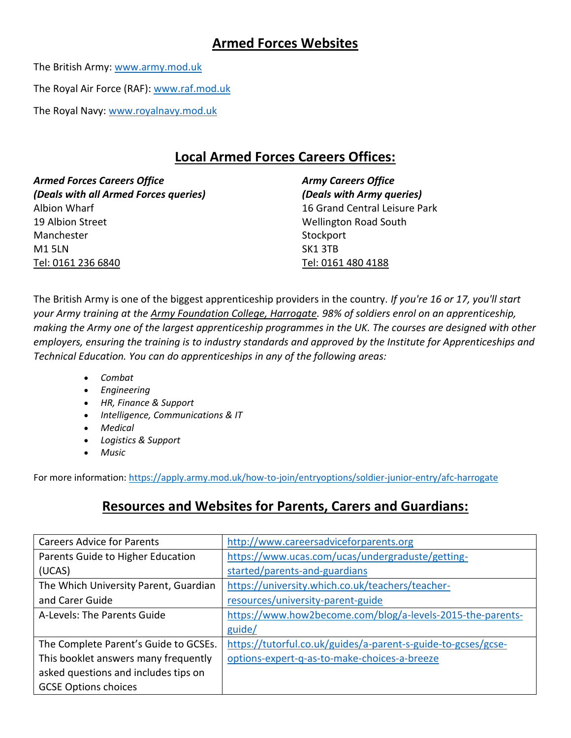# Armed Forces Websites

The British Army: www.army.mod.uk

The Royal Air Force (RAF): www.raf.mod.uk

The Royal Navy: www.royalnavy.mod.uk

## Local Armed Forces Careers Offices:

***Armed Forces Careers Office***
***(Deals with all Armed Forces queries)***
Albion Wharf
19 Albion Street
Manchester
M1 5LN
Tel: 0161 236 6840

***Army Careers Office***
***(Deals with Army queries)***
16 Grand Central Leisure Park
Wellington Road South
Stockport
SK1 3TB
Tel: 0161 480 4188

The British Army is one of the biggest apprenticeship providers in the country. *If you're 16 or 17, you'll start your Army training at the Army Foundation College, Harrogate. 98% of soldiers enrol on an apprenticeship, making the Army one of the largest apprenticeship programmes in the UK. The courses are designed with other employers, ensuring the training is to industry standards and approved by the Institute for Apprenticeships and Technical Education. You can do apprenticeships in any of the following areas:*

- *Combat*
- *Engineering*
- *HR, Finance & Support*
- *Intelligence, Communications & IT*
- *Medical*
- *Logistics & Support*
- *Music*

For more information: https://apply.army.mod.uk/how-to-join/entryoptions/soldier-junior-entry/afc-harrogate

## Resources and Websites for Parents, Carers and Guardians:

| | |
|---|---|
| Careers Advice for Parents | http://www.careersadviceforparents.org |
| Parents Guide to Higher Education (UCAS) | https://www.ucas.com/ucas/undergraduste/getting-started/parents-and-guardians |
| The Which University Parent, Guardian and Carer Guide | https://university.which.co.uk/teachers/teacher-resources/university-parent-guide |
| A-Levels: The Parents Guide | https://www.how2become.com/blog/a-levels-2015-the-parents-guide/ |
| The Complete Parent's Guide to GCSEs. This booklet answers many frequently asked questions and includes tips on GCSE Options choices | https://tutorful.co.uk/guides/a-parent-s-guide-to-gcses/gcse-options-expert-q-as-to-make-choices-a-breeze |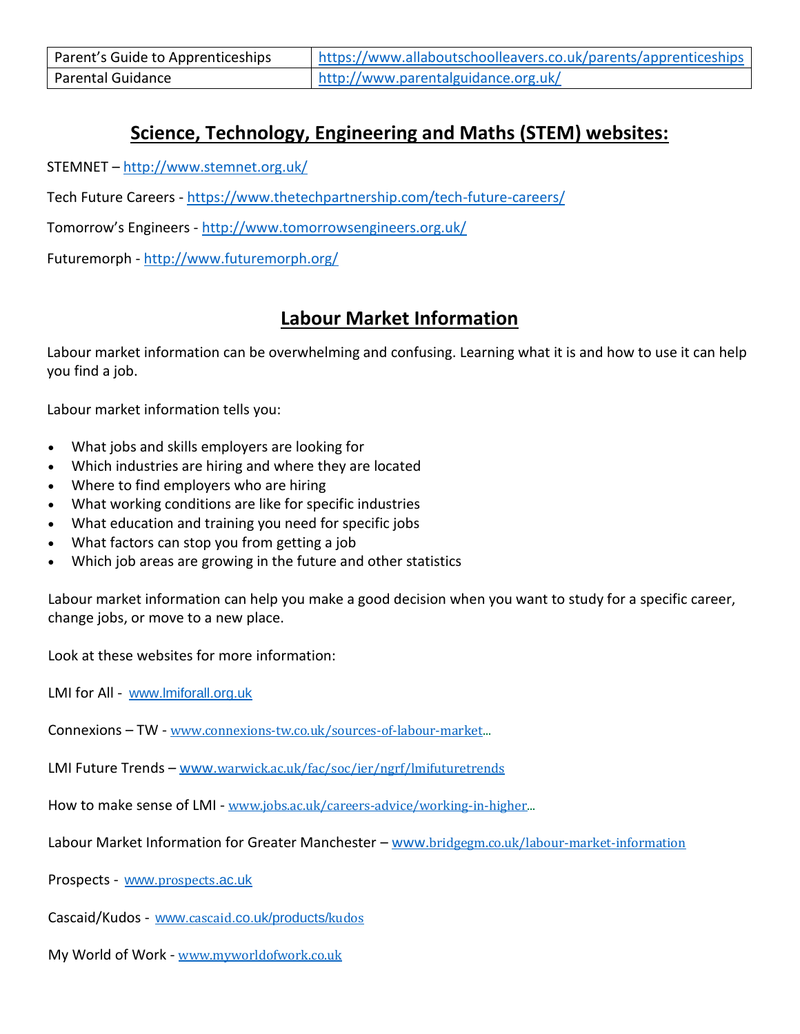| | |
|---|---|
| Parent's Guide to Apprenticeships | https://www.allaboutschoolleavers.co.uk/parents/apprenticeships |
| Parental Guidance | http://www.parentalguidance.org.uk/ |

## Science, Technology, Engineering and Maths (STEM) websites:

STEMNET – http://www.stemnet.org.uk/

Tech Future Careers - https://www.thetechpartnership.com/tech-future-careers/

Tomorrow's Engineers - http://www.tomorrowsengineers.org.uk/

Futuremorph - http://www.futuremorph.org/

## Labour Market Information

Labour market information can be overwhelming and confusing. Learning what it is and how to use it can help you find a job.

Labour market information tells you:

- What jobs and skills employers are looking for
- Which industries are hiring and where they are located
- Where to find employers who are hiring
- What working conditions are like for specific industries
- What education and training you need for specific jobs
- What factors can stop you from getting a job
- Which job areas are growing in the future and other statistics

Labour market information can help you make a good decision when you want to study for a specific career, change jobs, or move to a new place.

Look at these websites for more information:

LMI for All - www.lmiforall.org.uk

Connexions – TW - www.connexions-tw.co.uk/sources-of-labour-market...

LMI Future Trends – www.warwick.ac.uk/fac/soc/ier/ngrf/lmifuturetrends

How to make sense of LMI - www.jobs.ac.uk/careers-advice/working-in-higher...

Labour Market Information for Greater Manchester – www.bridgegm.co.uk/labour-market-information

Prospects - www.prospects.ac.uk

Cascaid/Kudos - www.cascaid.co.uk/products/kudos

My World of Work - www.myworldofwork.co.uk